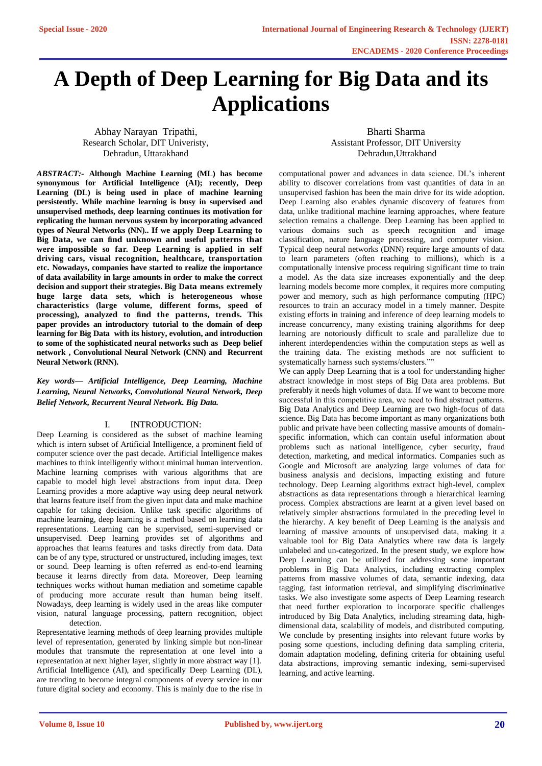# A Depth of Deep Learning for Big Data and its Applications

Abhay Narayan Tripathi,
Research Scholar, DIT Univeristy,
Dehradun, Uttarakhand

Bharti Sharma
Assistant Professor, DIT University
Dehradun,Uttrakhand

***ABSTRACT:-*** **Although Machine Learning (ML) has become synonymous for Artificial Intelligence (AI); recently, Deep Learning (DL) is being used in place of machine learning persistently. While machine learning is busy in supervised and unsupervised methods, deep learning continues its motivation for replicating the human nervous system by incorporating advanced types of Neural Networks (NN).. If we apply Deep Learning to Big Data, we can find unknown and useful patterns that were impossible so far. Deep Learning is applied in self driving cars, visual recognition, healthcare, transportation etc. Nowadays, companies have started to realize the importance of data availability in large amounts in order to make the correct decision and support their strategies. Big Data means extremely huge large data sets, which is heterogeneous whose characteristics (large volume, different forms, speed of processing), analyzed to find the patterns, trends. This paper provides an introductory tutorial to the domain of deep learning for Big Data with its history, evolution, and introduction to some of the sophisticated neural networks such as Deep belief network , Convolutional Neural Network (CNN) and Recurrent Neural Network (RNN).**

***Key words— Artificial Intelligence, Deep Learning, Machine Learning, Neural Networks, Convolutional Neural Network, Deep Belief Network, Recurrent Neural Network. Big Data.***

## I. INTRODUCTION:

Deep Learning is considered as the subset of machine learning which is intern subset of Artificial Intelligence, a prominent field of computer science over the past decade. Artificial Intelligence makes machines to think intelligently without minimal human intervention. Machine learning comprises with various algorithms that are capable to model high level abstractions from input data. Deep Learning provides a more adaptive way using deep neural network that learns feature itself from the given input data and make machine capable for taking decision. Unlike task specific algorithms of machine learning, deep learning is a method based on learning data representations. Learning can be supervised, semi-supervised or unsupervised. Deep learning provides set of algorithms and approaches that learns features and tasks directly from data. Data can be of any type, structured or unstructured, including images, text or sound. Deep learning is often referred as end-to-end learning because it learns directly from data. Moreover, Deep learning techniques works without human mediation and sometime capable of producing more accurate result than human being itself. Nowadays, deep learning is widely used in the areas like computer vision, natural language processing, pattern recognition, object detection.

Representative learning methods of deep learning provides multiple level of representation, generated by linking simple but non-linear modules that transmute the representation at one level into a representation at next higher layer, slightly in more abstract way [1]. Artificial Intelligence (AI), and specifically Deep Learning (DL), are trending to become integral components of every service in our future digital society and economy. This is mainly due to the rise in computational power and advances in data science. DL's inherent ability to discover correlations from vast quantities of data in an unsupervised fashion has been the main drive for its wide adoption. Deep Learning also enables dynamic discovery of features from data, unlike traditional machine learning approaches, where feature selection remains a challenge. Deep Learning has been applied to various domains such as speech recognition and image classification, nature language processing, and computer vision. Typical deep neural networks (DNN) require large amounts of data to learn parameters (often reaching to millions), which is a computationally intensive process requiring significant time to train a model. As the data size increases exponentially and the deep learning models become more complex, it requires more computing power and memory, such as high performance computing (HPC) resources to train an accuracy model in a timely manner. Despite existing efforts in training and inference of deep learning models to increase concurrency, many existing training algorithms for deep learning are notoriously difficult to scale and parallelize due to inherent interdependencies within the computation steps as well as the training data. The existing methods are not sufficient to systematically harness such systems/clusters.""

We can apply Deep Learning that is a tool for understanding higher abstract knowledge in most steps of Big Data area problems. But preferably it needs high volumes of data. If we want to become more successful in this competitive area, we need to find abstract patterns. Big Data Analytics and Deep Learning are two high-focus of data science. Big Data has become important as many organizations both public and private have been collecting massive amounts of domain-specific information, which can contain useful information about problems such as national intelligence, cyber security, fraud detection, marketing, and medical informatics. Companies such as Google and Microsoft are analyzing large volumes of data for business analysis and decisions, impacting existing and future technology. Deep Learning algorithms extract high-level, complex abstractions as data representations through a hierarchical learning process. Complex abstractions are learnt at a given level based on relatively simpler abstractions formulated in the preceding level in the hierarchy. A key benefit of Deep Learning is the analysis and learning of massive amounts of unsupervised data, making it a valuable tool for Big Data Analytics where raw data is largely unlabeled and un-categorized. In the present study, we explore how Deep Learning can be utilized for addressing some important problems in Big Data Analytics, including extracting complex patterns from massive volumes of data, semantic indexing, data tagging, fast information retrieval, and simplifying discriminative tasks. We also investigate some aspects of Deep Learning research that need further exploration to incorporate specific challenges introduced by Big Data Analytics, including streaming data, high-dimensional data, scalability of models, and distributed computing. We conclude by presenting insights into relevant future works by posing some questions, including defining data sampling criteria, domain adaptation modeling, defining criteria for obtaining useful data abstractions, improving semantic indexing, semi-supervised learning, and active learning.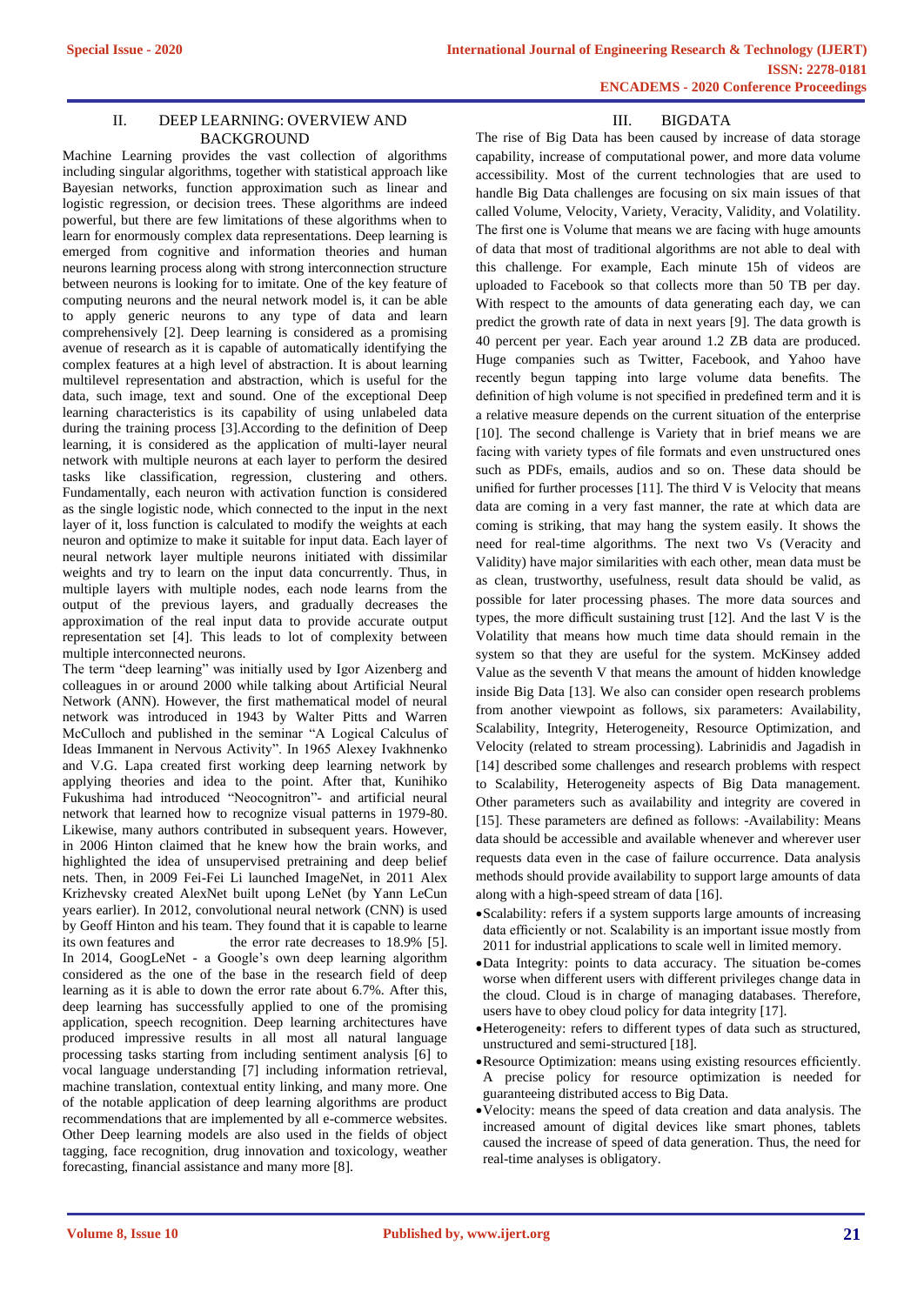## II. DEEP LEARNING: OVERVIEW AND BACKGROUND

Machine Learning provides the vast collection of algorithms including singular algorithms, together with statistical approach like Bayesian networks, function approximation such as linear and logistic regression, or decision trees. These algorithms are indeed powerful, but there are few limitations of these algorithms when to learn for enormously complex data representations. Deep learning is emerged from cognitive and information theories and human neurons learning process along with strong interconnection structure between neurons is looking for to imitate. One of the key feature of computing neurons and the neural network model is, it can be able to apply generic neurons to any type of data and learn comprehensively [2]. Deep learning is considered as a promising avenue of research as it is capable of automatically identifying the complex features at a high level of abstraction. It is about learning multilevel representation and abstraction, which is useful for the data, such image, text and sound. One of the exceptional Deep learning characteristics is its capability of using unlabeled data during the training process [3].According to the definition of Deep learning, it is considered as the application of multi-layer neural network with multiple neurons at each layer to perform the desired tasks like classification, regression, clustering and others. Fundamentally, each neuron with activation function is considered as the single logistic node, which connected to the input in the next layer of it, loss function is calculated to modify the weights at each neuron and optimize to make it suitable for input data. Each layer of neural network layer multiple neurons initiated with dissimilar weights and try to learn on the input data concurrently. Thus, in multiple layers with multiple nodes, each node learns from the output of the previous layers, and gradually decreases the approximation of the real input data to provide accurate output representation set [4]. This leads to lot of complexity between multiple interconnected neurons.

The term "deep learning" was initially used by Igor Aizenberg and colleagues in or around 2000 while talking about Artificial Neural Network (ANN). However, the first mathematical model of neural network was introduced in 1943 by Walter Pitts and Warren McCulloch and published in the seminar "A Logical Calculus of Ideas Immanent in Nervous Activity". In 1965 Alexey Ivakhnenko and V.G. Lapa created first working deep learning network by applying theories and idea to the point. After that, Kunihiko Fukushima had introduced "Neocognitron"- and artificial neural network that learned how to recognize visual patterns in 1979-80. Likewise, many authors contributed in subsequent years. However, in 2006 Hinton claimed that he knew how the brain works, and highlighted the idea of unsupervised pretraining and deep belief nets. Then, in 2009 Fei-Fei Li launched ImageNet, in 2011 Alex Krizhevsky created AlexNet built upong LeNet (by Yann LeCun years earlier). In 2012, convolutional neural network (CNN) is used by Geoff Hinton and his team. They found that it is capable to learne its own features and the error rate decreases to 18.9% [5]. In 2014, GoogLeNet - a Google's own deep learning algorithm considered as the one of the base in the research field of deep learning as it is able to down the error rate about 6.7%. After this, deep learning has successfully applied to one of the promising application, speech recognition. Deep learning architectures have produced impressive results in all most all natural language processing tasks starting from including sentiment analysis [6] to vocal language understanding [7] including information retrieval, machine translation, contextual entity linking, and many more. One of the notable application of deep learning algorithms are product recommendations that are implemented by all e-commerce websites. Other Deep learning models are also used in the fields of object tagging, face recognition, drug innovation and toxicology, weather forecasting, financial assistance and many more [8].

## III. BIGDATA

The rise of Big Data has been caused by increase of data storage capability, increase of computational power, and more data volume accessibility. Most of the current technologies that are used to handle Big Data challenges are focusing on six main issues of that called Volume, Velocity, Variety, Veracity, Validity, and Volatility. The first one is Volume that means we are facing with huge amounts of data that most of traditional algorithms are not able to deal with this challenge. For example, Each minute 15h of videos are uploaded to Facebook so that collects more than 50 TB per day. With respect to the amounts of data generating each day, we can predict the growth rate of data in next years [9]. The data growth is 40 percent per year. Each year around 1.2 ZB data are produced. Huge companies such as Twitter, Facebook, and Yahoo have recently begun tapping into large volume data benefits. The definition of high volume is not specified in predefined term and it is a relative measure depends on the current situation of the enterprise [10]. The second challenge is Variety that in brief means we are facing with variety types of file formats and even unstructured ones such as PDFs, emails, audios and so on. These data should be unified for further processes [11]. The third V is Velocity that means data are coming in a very fast manner, the rate at which data are coming is striking, that may hang the system easily. It shows the need for real-time algorithms. The next two Vs (Veracity and Validity) have major similarities with each other, mean data must be as clean, trustworthy, usefulness, result data should be valid, as possible for later processing phases. The more data sources and types, the more difficult sustaining trust [12]. And the last V is the Volatility that means how much time data should remain in the system so that they are useful for the system. McKinsey added Value as the seventh V that means the amount of hidden knowledge inside Big Data [13]. We also can consider open research problems from another viewpoint as follows, six parameters: Availability, Scalability, Integrity, Heterogeneity, Resource Optimization, and Velocity (related to stream processing). Labrinidis and Jagadish in [14] described some challenges and research problems with respect to Scalability, Heterogeneity aspects of Big Data management. Other parameters such as availability and integrity are covered in [15]. These parameters are defined as follows: -Availability: Means data should be accessible and available whenever and wherever user requests data even in the case of failure occurrence. Data analysis methods should provide availability to support large amounts of data along with a high-speed stream of data [16].

- Scalability: refers if a system supports large amounts of increasing data efficiently or not. Scalability is an important issue mostly from 2011 for industrial applications to scale well in limited memory.
- Data Integrity: points to data accuracy. The situation be-comes worse when different users with different privileges change data in the cloud. Cloud is in charge of managing databases. Therefore, users have to obey cloud policy for data integrity [17].
- Heterogeneity: refers to different types of data such as structured, unstructured and semi-structured [18].
- Resource Optimization: means using existing resources efficiently. A precise policy for resource optimization is needed for guaranteeing distributed access to Big Data.
- Velocity: means the speed of data creation and data analysis. The increased amount of digital devices like smart phones, tablets caused the increase of speed of data generation. Thus, the need for real-time analyses is obligatory.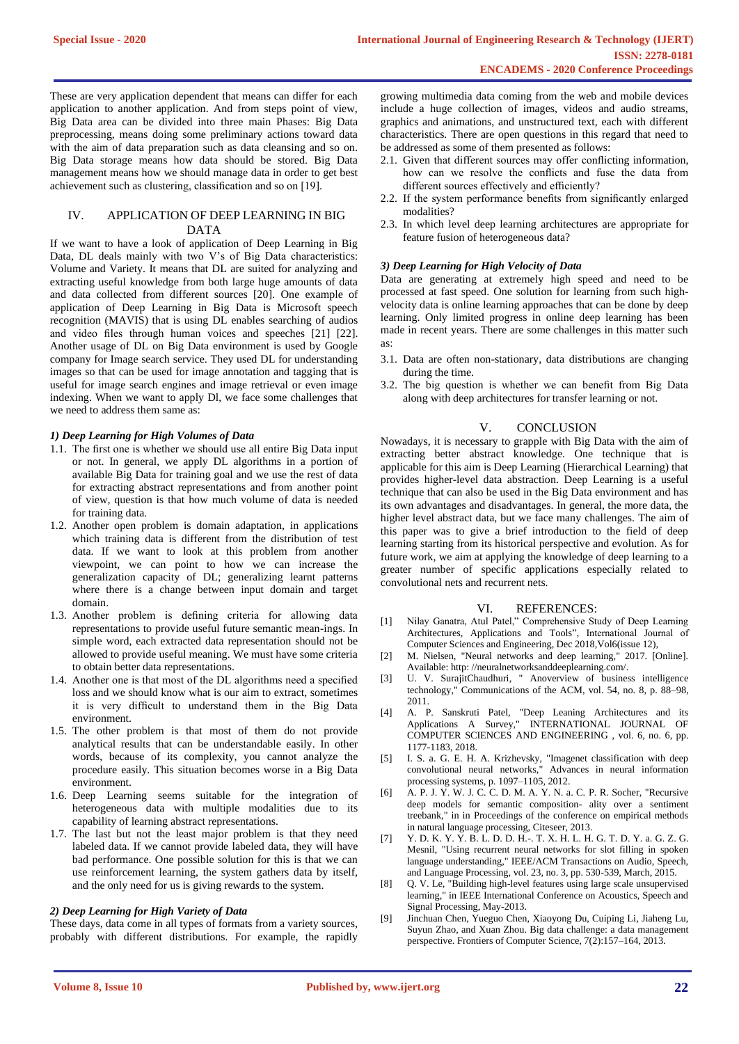These are very application dependent that means can differ for each application to another application. And from steps point of view, Big Data area can be divided into three main Phases: Big Data preprocessing, means doing some preliminary actions toward data with the aim of data preparation such as data cleansing and so on. Big Data storage means how data should be stored. Big Data management means how we should manage data in order to get best achievement such as clustering, classification and so on [19].

## IV. APPLICATION OF DEEP LEARNING IN BIG DATA

If we want to have a look of application of Deep Learning in Big Data, DL deals mainly with two V's of Big Data characteristics: Volume and Variety. It means that DL are suited for analyzing and extracting useful knowledge from both large huge amounts of data and data collected from different sources [20]. One example of application of Deep Learning in Big Data is Microsoft speech recognition (MAVIS) that is using DL enables searching of audios and video files through human voices and speeches [21] [22]. Another usage of DL on Big Data environment is used by Google company for Image search service. They used DL for understanding images so that can be used for image annotation and tagging that is useful for image search engines and image retrieval or even image indexing. When we want to apply Dl, we face some challenges that we need to address them same as:

### *1) Deep Learning for High Volumes of Data*

1.1. The first one is whether we should use all entire Big Data input or not. In general, we apply DL algorithms in a portion of available Big Data for training goal and we use the rest of data for extracting abstract representations and from another point of view, question is that how much volume of data is needed for training data.
1.2. Another open problem is domain adaptation, in applications which training data is different from the distribution of test data. If we want to look at this problem from another viewpoint, we can point to how we can increase the generalization capacity of DL; generalizing learnt patterns where there is a change between input domain and target domain.
1.3. Another problem is defining criteria for allowing data representations to provide useful future semantic mean-ings. In simple word, each extracted data representation should not be allowed to provide useful meaning. We must have some criteria to obtain better data representations.
1.4. Another one is that most of the DL algorithms need a specified loss and we should know what is our aim to extract, sometimes it is very difficult to understand them in the Big Data environment.
1.5. The other problem is that most of them do not provide analytical results that can be understandable easily. In other words, because of its complexity, you cannot analyze the procedure easily. This situation becomes worse in a Big Data environment.
1.6. Deep Learning seems suitable for the integration of heterogeneous data with multiple modalities due to its capability of learning abstract representations.
1.7. The last but not the least major problem is that they need labeled data. If we cannot provide labeled data, they will have bad performance. One possible solution for this is that we can use reinforcement learning, the system gathers data by itself, and the only need for us is giving rewards to the system.

### *2) Deep Learning for High Variety of Data*

These days, data come in all types of formats from a variety sources, probably with different distributions. For example, the rapidly growing multimedia data coming from the web and mobile devices include a huge collection of images, videos and audio streams, graphics and animations, and unstructured text, each with different characteristics. There are open questions in this regard that need to be addressed as some of them presented as follows:

2.1. Given that different sources may offer conflicting information, how can we resolve the conflicts and fuse the data from different sources effectively and efficiently?
2.2. If the system performance benefits from significantly enlarged modalities?
2.3. In which level deep learning architectures are appropriate for feature fusion of heterogeneous data?

### *3) Deep Learning for High Velocity of Data*

Data are generating at extremely high speed and need to be processed at fast speed. One solution for learning from such high-velocity data is online learning approaches that can be done by deep learning. Only limited progress in online deep learning has been made in recent years. There are some challenges in this matter such as:

3.1. Data are often non-stationary, data distributions are changing during the time.
3.2. The big question is whether we can benefit from Big Data along with deep architectures for transfer learning or not.

## V. CONCLUSION

Nowadays, it is necessary to grapple with Big Data with the aim of extracting better abstract knowledge. One technique that is applicable for this aim is Deep Learning (Hierarchical Learning) that provides higher-level data abstraction. Deep Learning is a useful technique that can also be used in the Big Data environment and has its own advantages and disadvantages. In general, the more data, the higher level abstract data, but we face many challenges. The aim of this paper was to give a brief introduction to the field of deep learning starting from its historical perspective and evolution. As for future work, we aim at applying the knowledge of deep learning to a greater number of specific applications especially related to convolutional nets and recurrent nets.

## VI. REFERENCES:

[1] Nilay Ganatra, Atul Patel," Comprehensive Study of Deep Learning Architectures, Applications and Tools", International Journal of Computer Sciences and Engineering, Dec 2018,Vol6(issue 12),

[2] M. Nielsen, "Neural networks and deep learning," 2017. [Online]. Available: http: //neuralnetworksanddeeplearning.com/.

[3] U. V. SurajitChaudhuri, " Anoverview of business intelligence technology," Communications of the ACM, vol. 54, no. 8, p. 88–98, 2011.

[4] A. P. Sanskruti Patel, "Deep Leaning Architectures and its Applications A Survey," INTERNATIONAL JOURNAL OF COMPUTER SCIENCES AND ENGINEERING , vol. 6, no. 6, pp. 1177-1183, 2018.

[5] I. S. a. G. E. H. A. Krizhevsky, "Imagenet classification with deep convolutional neural networks," Advances in neural information processing systems, p. 1097–1105, 2012.

[6] A. P. J. Y. W. J. C. C. D. M. A. Y. N. a. C. P. R. Socher, "Recursive deep models for semantic composition- ality over a sentiment treebank," in in Proceedings of the conference on empirical methods in natural language processing, Citeseer, 2013.

[7] Y. D. K. Y. Y. B. L. D. D. H.-. T. X. H. L. H. G. T. D. Y. a. G. Z. G. Mesnil, "Using recurrent neural networks for slot filling in spoken language understanding," IEEE/ACM Transactions on Audio, Speech, and Language Processing, vol. 23, no. 3, pp. 530-539, March, 2015.

[8] Q. V. Le, "Building high-level features using large scale unsupervised learning," in IEEE International Conference on Acoustics, Speech and Signal Processing, May-2013.

[9] Jinchuan Chen, Yueguo Chen, Xiaoyong Du, Cuiping Li, Jiaheng Lu, Suyun Zhao, and Xuan Zhou. Big data challenge: a data management perspective. Frontiers of Computer Science, 7(2):157–164, 2013.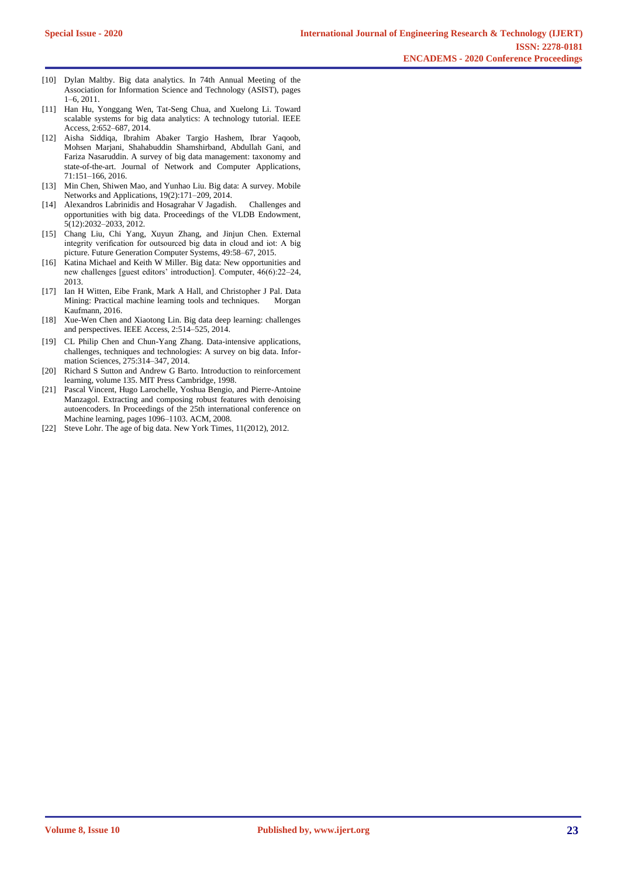[10] Dylan Maltby. Big data analytics. In 74th Annual Meeting of the Association for Information Science and Technology (ASIST), pages 1–6, 2011.

[11] Han Hu, Yonggang Wen, Tat-Seng Chua, and Xuelong Li. Toward scalable systems for big data analytics: A technology tutorial. IEEE Access, 2:652–687, 2014.

[12] Aisha Siddiqa, Ibrahim Abaker Targio Hashem, Ibrar Yaqoob, Mohsen Marjani, Shahabuddin Shamshirband, Abdullah Gani, and Fariza Nasaruddin. A survey of big data management: taxonomy and state-of-the-art. Journal of Network and Computer Applications, 71:151–166, 2016.

[13] Min Chen, Shiwen Mao, and Yunhao Liu. Big data: A survey. Mobile Networks and Applications, 19(2):171–209, 2014.

[14] Alexandros Labrinidis and Hosagrahar V Jagadish. Challenges and opportunities with big data. Proceedings of the VLDB Endowment, 5(12):2032–2033, 2012.

[15] Chang Liu, Chi Yang, Xuyun Zhang, and Jinjun Chen. External integrity verification for outsourced big data in cloud and iot: A big picture. Future Generation Computer Systems, 49:58–67, 2015.

[16] Katina Michael and Keith W Miller. Big data: New opportunities and new challenges [guest editors' introduction]. Computer, 46(6):22–24, 2013.

[17] Ian H Witten, Eibe Frank, Mark A Hall, and Christopher J Pal. Data Mining: Practical machine learning tools and techniques. Morgan Kaufmann, 2016.

[18] Xue-Wen Chen and Xiaotong Lin. Big data deep learning: challenges and perspectives. IEEE Access, 2:514–525, 2014.

[19] CL Philip Chen and Chun-Yang Zhang. Data-intensive applications, challenges, techniques and technologies: A survey on big data. Information Sciences, 275:314–347, 2014.

[20] Richard S Sutton and Andrew G Barto. Introduction to reinforcement learning, volume 135. MIT Press Cambridge, 1998.

[21] Pascal Vincent, Hugo Larochelle, Yoshua Bengio, and Pierre-Antoine Manzagol. Extracting and composing robust features with denoising autoencoders. In Proceedings of the 25th international conference on Machine learning, pages 1096–1103. ACM, 2008.

[22] Steve Lohr. The age of big data. New York Times, 11(2012), 2012.